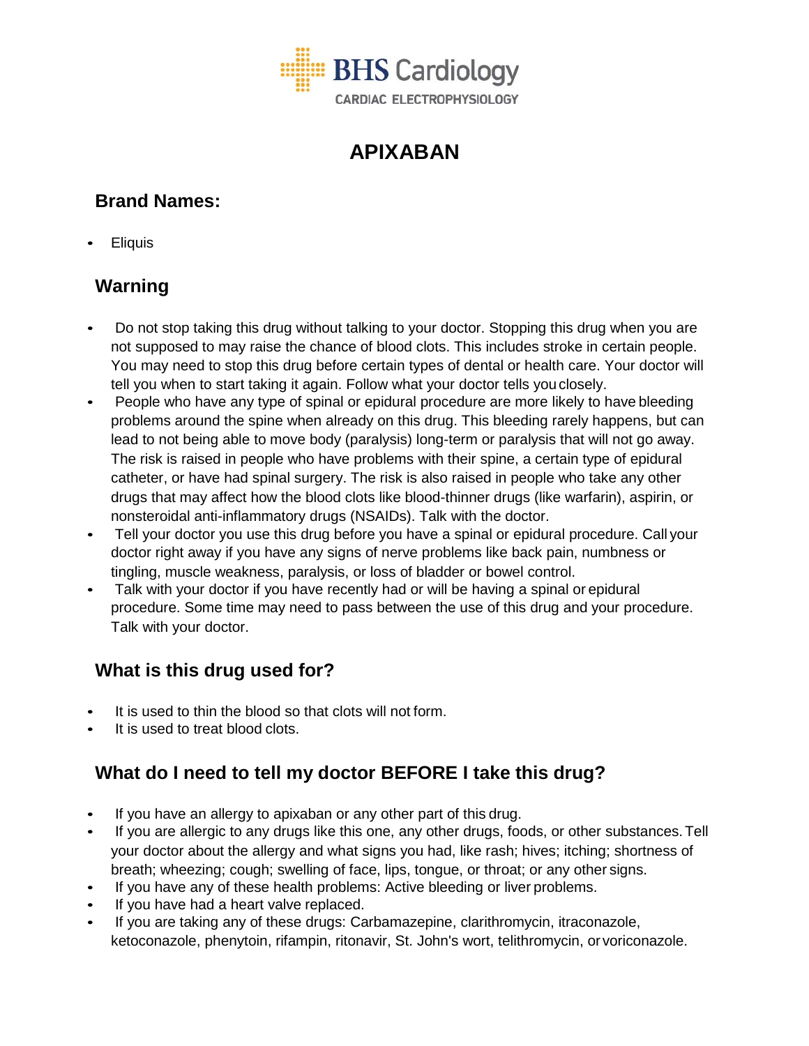BHS Cardiology

CARDIAC ELECTROPHYSIOLOGY

# APIXABAN

## Brand Names:

- Eliquis

## Warning

- Do not stop taking this drug without talking to your doctor. Stopping this drug when you are not supposed to may raise the chance of blood clots. This includes stroke in certain people. You may need to stop this drug before certain types of dental or health care. Your doctor will tell you when to start taking it again. Follow what your doctor tells you closely.
- People who have any type of spinal or epidural procedure are more likely to have bleeding problems around the spine when already on this drug. This bleeding rarely happens, but can lead to not being able to move body (paralysis) long-term or paralysis that will not go away. The risk is raised in people who have problems with their spine, a certain type of epidural catheter, or have had spinal surgery. The risk is also raised in people who take any other drugs that may affect how the blood clots like blood-thinner drugs (like warfarin), aspirin, or nonsteroidal anti-inflammatory drugs (NSAIDs). Talk with the doctor.
- Tell your doctor you use this drug before you have a spinal or epidural procedure. Call your doctor right away if you have any signs of nerve problems like back pain, numbness or tingling, muscle weakness, paralysis, or loss of bladder or bowel control.
- Talk with your doctor if you have recently had or will be having a spinal or epidural procedure. Some time may need to pass between the use of this drug and your procedure. Talk with your doctor.

## What is this drug used for?

- It is used to thin the blood so that clots will not form.
- It is used to treat blood clots.

## What do I need to tell my doctor BEFORE I take this drug?

- If you have an allergy to apixaban or any other part of this drug.
- If you are allergic to any drugs like this one, any other drugs, foods, or other substances. Tell your doctor about the allergy and what signs you had, like rash; hives; itching; shortness of breath; wheezing; cough; swelling of face, lips, tongue, or throat; or any other signs.
- If you have any of these health problems: Active bleeding or liver problems.
- If you have had a heart valve replaced.
- If you are taking any of these drugs: Carbamazepine, clarithromycin, itraconazole, ketoconazole, phenytoin, rifampin, ritonavir, St. John's wort, telithromycin, or voriconazole.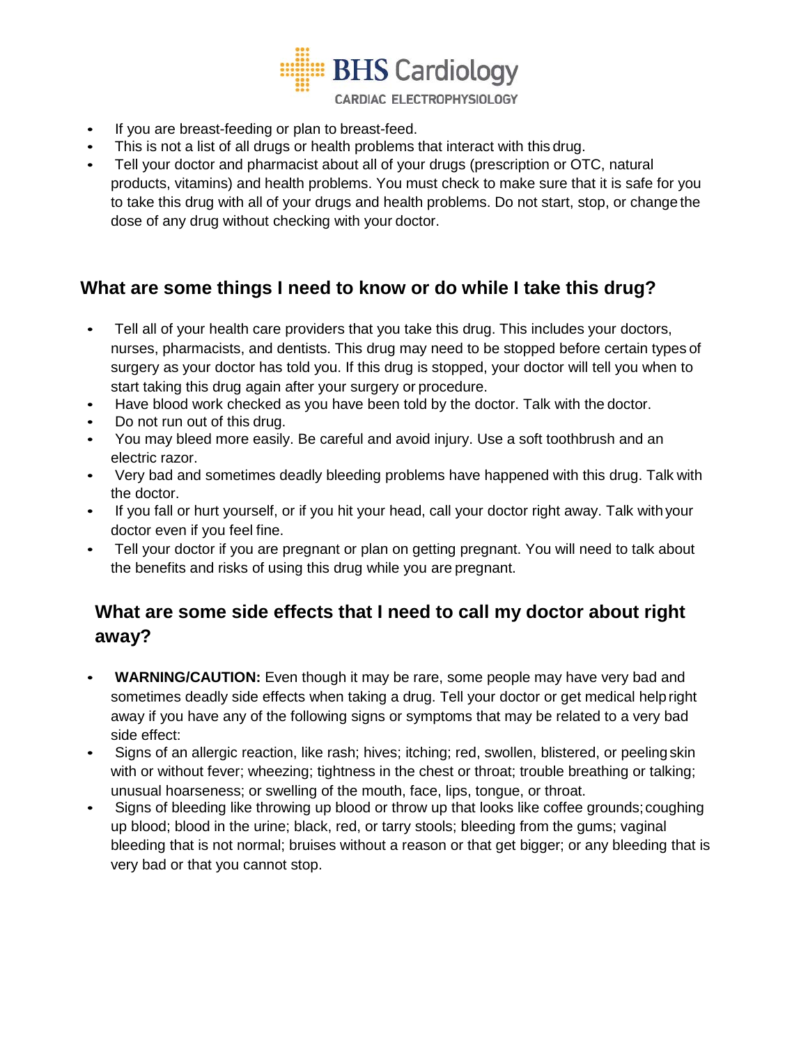- If you are breast-feeding or plan to breast-feed.
- This is not a list of all drugs or health problems that interact with this drug.
- Tell your doctor and pharmacist about all of your drugs (prescription or OTC, natural products, vitamins) and health problems. You must check to make sure that it is safe for you to take this drug with all of your drugs and health problems. Do not start, stop, or change the dose of any drug without checking with your doctor.

## What are some things I need to know or do while I take this drug?

- Tell all of your health care providers that you take this drug. This includes your doctors, nurses, pharmacists, and dentists. This drug may need to be stopped before certain types of surgery as your doctor has told you. If this drug is stopped, your doctor will tell you when to start taking this drug again after your surgery or procedure.
- Have blood work checked as you have been told by the doctor. Talk with the doctor.
- Do not run out of this drug.
- You may bleed more easily. Be careful and avoid injury. Use a soft toothbrush and an electric razor.
- Very bad and sometimes deadly bleeding problems have happened with this drug. Talk with the doctor.
- If you fall or hurt yourself, or if you hit your head, call your doctor right away. Talk with your doctor even if you feel fine.
- Tell your doctor if you are pregnant or plan on getting pregnant. You will need to talk about the benefits and risks of using this drug while you are pregnant.

## What are some side effects that I need to call my doctor about right away?

- **WARNING/CAUTION:** Even though it may be rare, some people may have very bad and sometimes deadly side effects when taking a drug. Tell your doctor or get medical help right away if you have any of the following signs or symptoms that may be related to a very bad side effect:
- Signs of an allergic reaction, like rash; hives; itching; red, swollen, blistered, or peeling skin with or without fever; wheezing; tightness in the chest or throat; trouble breathing or talking; unusual hoarseness; or swelling of the mouth, face, lips, tongue, or throat.
- Signs of bleeding like throwing up blood or throw up that looks like coffee grounds; coughing up blood; blood in the urine; black, red, or tarry stools; bleeding from the gums; vaginal bleeding that is not normal; bruises without a reason or that get bigger; or any bleeding that is very bad or that you cannot stop.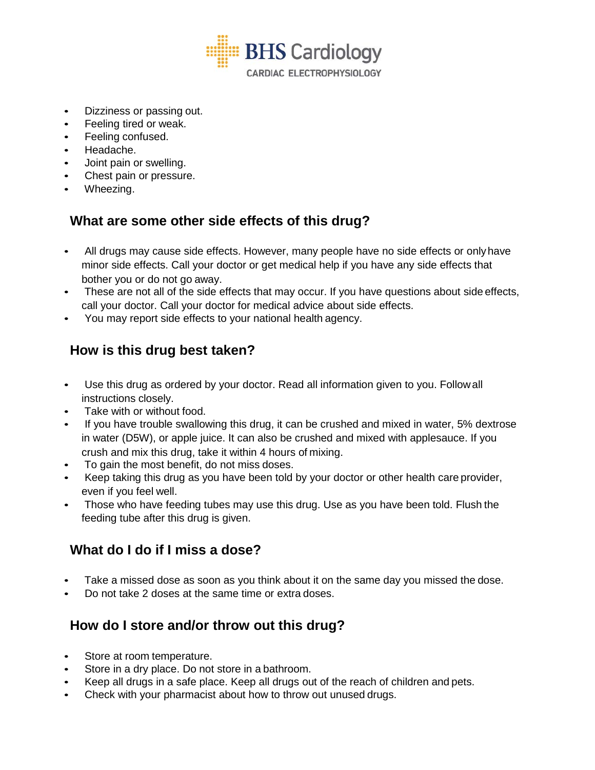- Dizziness or passing out.
- Feeling tired or weak.
- Feeling confused.
- Headache.
- Joint pain or swelling.
- Chest pain or pressure.
- Wheezing.

## What are some other side effects of this drug?

- All drugs may cause side effects. However, many people have no side effects or only have minor side effects. Call your doctor or get medical help if you have any side effects that bother you or do not go away.
- These are not all of the side effects that may occur. If you have questions about side effects, call your doctor. Call your doctor for medical advice about side effects.
- You may report side effects to your national health agency.

## How is this drug best taken?

- Use this drug as ordered by your doctor. Read all information given to you. Follow all instructions closely.
- Take with or without food.
- If you have trouble swallowing this drug, it can be crushed and mixed in water, 5% dextrose in water (D5W), or apple juice. It can also be crushed and mixed with applesauce. If you crush and mix this drug, take it within 4 hours of mixing.
- To gain the most benefit, do not miss doses.
- Keep taking this drug as you have been told by your doctor or other health care provider, even if you feel well.
- Those who have feeding tubes may use this drug. Use as you have been told. Flush the feeding tube after this drug is given.

## What do I do if I miss a dose?

- Take a missed dose as soon as you think about it on the same day you missed the dose.
- Do not take 2 doses at the same time or extra doses.

## How do I store and/or throw out this drug?

- Store at room temperature.
- Store in a dry place. Do not store in a bathroom.
- Keep all drugs in a safe place. Keep all drugs out of the reach of children and pets.
- Check with your pharmacist about how to throw out unused drugs.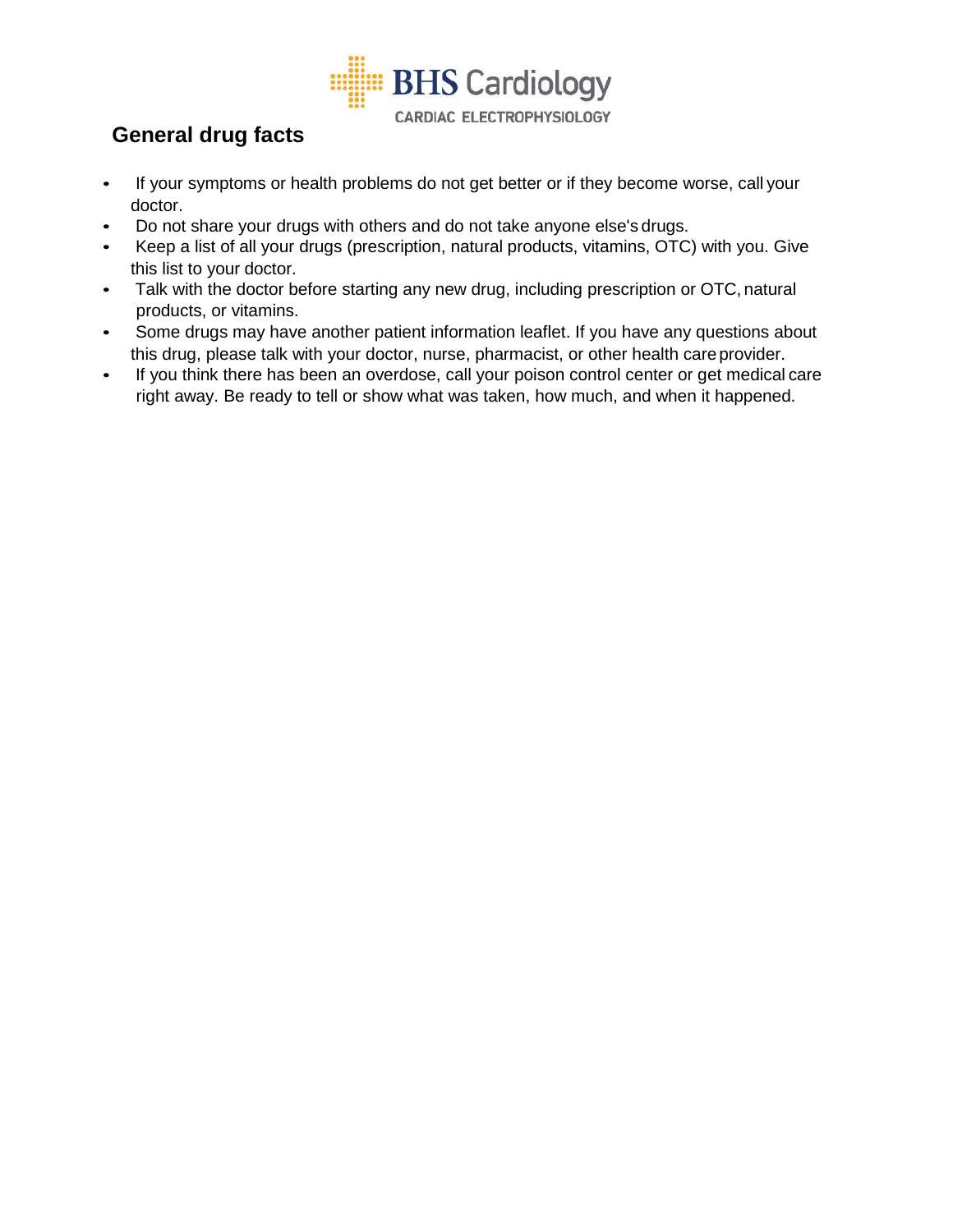## General drug facts

- If your symptoms or health problems do not get better or if they become worse, call your doctor.
- Do not share your drugs with others and do not take anyone else's drugs.
- Keep a list of all your drugs (prescription, natural products, vitamins, OTC) with you. Give this list to your doctor.
- Talk with the doctor before starting any new drug, including prescription or OTC, natural products, or vitamins.
- Some drugs may have another patient information leaflet. If you have any questions about this drug, please talk with your doctor, nurse, pharmacist, or other health care provider.
- If you think there has been an overdose, call your poison control center or get medical care right away. Be ready to tell or show what was taken, how much, and when it happened.